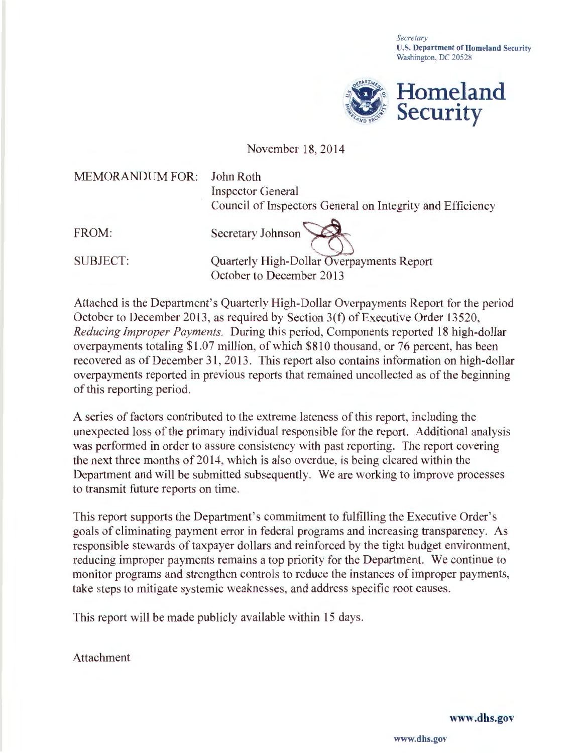*Secretary*
**U.S. Department of Homeland Security**
Washington, DC 20528

**Homeland Security**

November 18, 2014

MEMORANDUM FOR: John Roth
Inspector General
Council of Inspectors General on Integrity and Efficiency

FROM: Secretary Johnson

SUBJECT: Quarterly High-Dollar Overpayments Report
October to December 2013

Attached is the Department's Quarterly High-Dollar Overpayments Report for the period October to December 2013, as required by Section 3(f) of Executive Order 13520, *Reducing Improper Payments.* During this period, Components reported 18 high-dollar overpayments totaling $1.07 million, of which $810 thousand, or 76 percent, has been recovered as of December 31, 2013. This report also contains information on high-dollar overpayments reported in previous reports that remained uncollected as of the beginning of this reporting period.

A series of factors contributed to the extreme lateness of this report, including the unexpected loss of the primary individual responsible for the report. Additional analysis was performed in order to assure consistency with past reporting. The report covering the next three months of 2014, which is also overdue, is being cleared within the Department and will be submitted subsequently. We are working to improve processes to transmit future reports on time.

This report supports the Department's commitment to fulfilling the Executive Order's goals of eliminating payment error in federal programs and increasing transparency. As responsible stewards of taxpayer dollars and reinforced by the tight budget environment, reducing improper payments remains a top priority for the Department. We continue to monitor programs and strengthen controls to reduce the instances of improper payments, take steps to mitigate systemic weaknesses, and address specific root causes.

This report will be made publicly available within 15 days.

Attachment

**www.dhs.gov**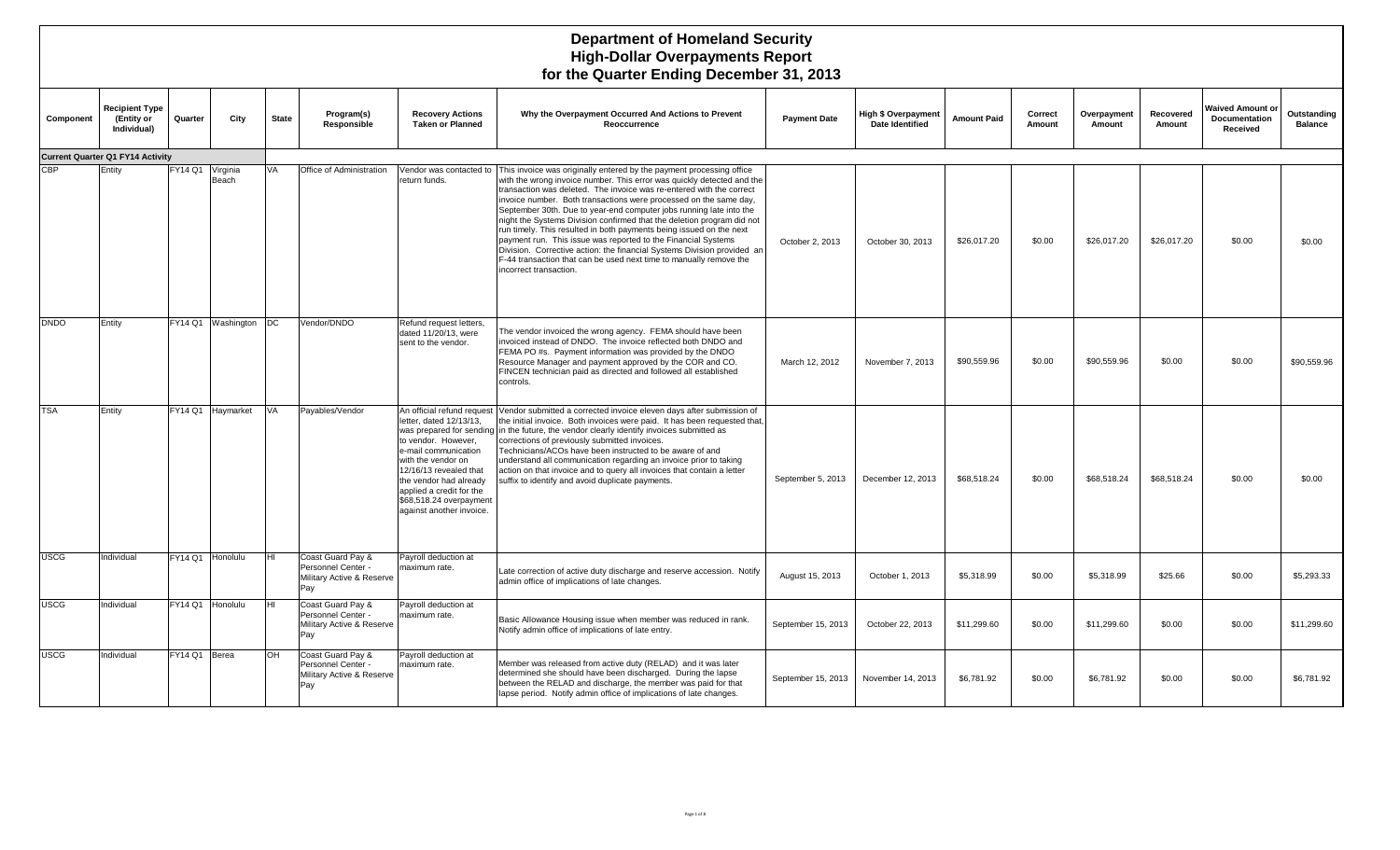# Department of Homeland Security
## High-Dollar Overpayments Report
## for the Quarter Ending December 31, 2013

| Component | Recipient Type (Entity or Individual) | Quarter | City | State | Program(s) Responsible | Recovery Actions Taken or Planned | Why the Overpayment Occurred And Actions to Prevent Reoccurrence | Payment Date | High $ Overpayment Date Identified | Amount Paid | Correct Amount | Overpayment Amount | Recovered Amount | Waived Amount or Documentation Received | Outstanding Balance |
|---|---|---|---|---|---|---|---|---|---|---|---|---|---|---|---|
| **Current Quarter Q1 FY14 Activity** | | | | | | | | | | | | | | | |
| CBP | Entity | FY14 Q1 | Virginia Beach | VA | Office of Administration | Vendor was contacted to return funds. | This invoice was originally entered by the payment processing office with the wrong invoice number. This error was quickly detected and the transaction was deleted. The invoice was re-entered with the correct invoice number. Both transactions were processed on the same day, September 30th. Due to year-end computer jobs running late into the night the Systems Division confirmed that the deletion program did not run timely. This resulted in both payments being issued on the next payment run. This issue was reported to the Financial Systems Division. Corrective action: the financial Systems Division provided an F-44 transaction that can be used next time to manually remove the incorrect transaction. | October 2, 2013 | October 30, 2013 | $26,017.20 | $0.00 | $26,017.20 | $26,017.20 | $0.00 | $0.00 |
| DNDO | Entity | FY14 Q1 | Washington | DC | Vendor/DNDO | Refund request letters, dated 11/20/13, were sent to the vendor. | The vendor invoiced the wrong agency. FEMA should have been invoiced instead of DNDO. The invoice reflected both DNDO and FEMA PO #s. Payment information was provided by the DNDO Resource Manager and payment approved by the COR and CO. FINCEN technician paid as directed and followed all established controls. | March 12, 2012 | November 7, 2013 | $90,559.96 | $0.00 | $90,559.96 | $0.00 | $0.00 | $90,559.96 |
| TSA | Entity | FY14 Q1 | Haymarket | VA | Payables/Vendor | An official refund request letter, dated 12/13/13, was prepared for sending to vendor. However, e-mail communication with the vendor on 12/16/13 revealed that the vendor had already applied a credit for the $68,518.24 overpayment against another invoice. | Vendor submitted a corrected invoice eleven days after submission of the initial invoice. Both invoices were paid. It has been requested that, in the future, the vendor clearly identify invoices submitted as corrections of previously submitted invoices. Technicians/ACOs have been instructed to be aware of and understand all communication regarding an invoice prior to taking action on that invoice and to query all invoices that contain a letter suffix to identify and avoid duplicate payments. | September 5, 2013 | December 12, 2013 | $68,518.24 | $0.00 | $68,518.24 | $68,518.24 | $0.00 | $0.00 |
| USCG | Individual | FY14 Q1 | Honolulu | HI | Coast Guard Pay & Personnel Center - Military Active & Reserve Pay | Payroll deduction at maximum rate. | Late correction of active duty discharge and reserve accession. Notify admin office of implications of late changes. | August 15, 2013 | October 1, 2013 | $5,318.99 | $0.00 | $5,318.99 | $25.66 | $0.00 | $5,293.33 |
| USCG | Individual | FY14 Q1 | Honolulu | HI | Coast Guard Pay & Personnel Center - Military Active & Reserve Pay | Payroll deduction at maximum rate. | Basic Allowance Housing issue when member was reduced in rank. Notify admin office of implications of late entry. | September 15, 2013 | October 22, 2013 | $11,299.60 | $0.00 | $11,299.60 | $0.00 | $0.00 | $11,299.60 |
| USCG | Individual | FY14 Q1 | Berea | OH | Coast Guard Pay & Personnel Center - Military Active & Reserve Pay | Payroll deduction at maximum rate. | Member was released from active duty (RELAD) and it was later determined she should have been discharged. During the lapse between the RELAD and discharge, the member was paid for that lapse period. Notify admin office of implications of late changes. | September 15, 2013 | November 14, 2013 | $6,781.92 | $0.00 | $6,781.92 | $0.00 | $0.00 | $6,781.92 |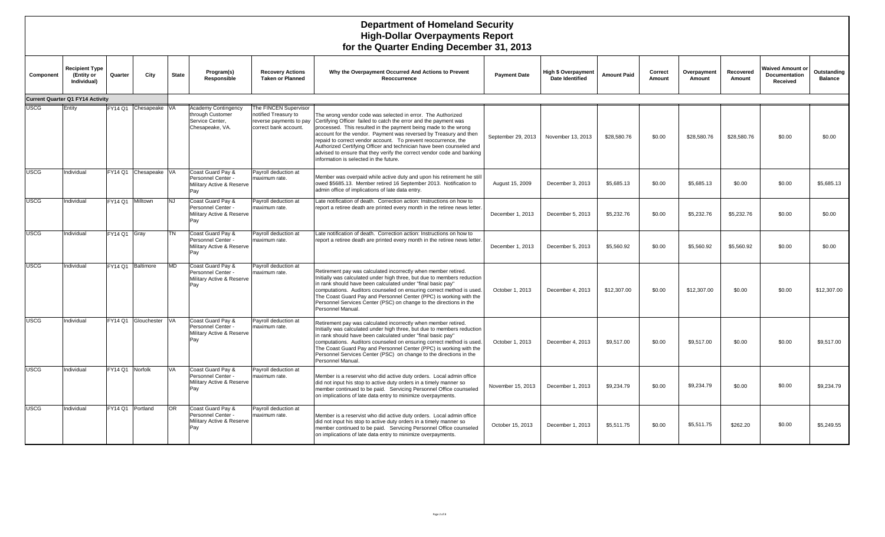# Department of Homeland Security
## High-Dollar Overpayments Report
## for the Quarter Ending December 31, 2013

| Component | Recipient Type (Entity or Individual) | Quarter | City | State | Program(s) Responsible | Recovery Actions Taken or Planned | Why the Overpayment Occurred And Actions to Prevent Reoccurrence | Payment Date | High $ Overpayment Date Identified | Amount Paid | Correct Amount | Overpayment Amount | Recovered Amount | Waived Amount or Documentation Received | Outstanding Balance |
|---|---|---|---|---|---|---|---|---|---|---|---|---|---|---|---|
| **Current Quarter Q1 FY14 Activity** | | | | | | | | | | | | | | | |
| USCG | Entity | FY14 Q1 | Chesapeake | VA | Academy Contingency through Customer Service Center, Chesapeake, VA. | The FINCEN Supervisor notified Treasury to reverse payments to pay correct bank account. | The wrong vendor code was selected in error. The Authorized Certifying Officer failed to catch the error and the payment was processed. This resulted in the payment being made to the wrong account for the vendor. Payment was reversed by Treasury and then repaid to correct vendor account. To prevent reoccurrence, the Authorized Certifying Officer and technician have been counseled and advised to ensure that they verify the correct vendor code and banking information is selected in the future. | September 29, 2013 | November 13, 2013 | $28,580.76 | $0.00 | $28,580.76 | $28,580.76 | $0.00 | $0.00 |
| USCG | Individual | FY14 Q1 | Chesapeake | VA | Coast Guard Pay & Personnel Center - Military Active & Reserve Pay | Payroll deduction at maximum rate. | Member was overpaid while active duty and upon his retirement he still owed $5685.13. Member retired 16 September 2013. Notification to admin office of implications of late data entry. | August 15, 2009 | December 3, 2013 | $5,685.13 | $0.00 | $5,685.13 | $0.00 | $0.00 | $5,685.13 |
| USCG | Individual | FY14 Q1 | Milltown | NJ | Coast Guard Pay & Personnel Center - Military Active & Reserve Pay | Payroll deduction at maximum rate. | Late notification of death. Correction action: Instructions on how to report a retiree death are printed every month in the retiree news letter. | December 1, 2013 | December 5, 2013 | $5,232.76 | $0.00 | $5,232.76 | $5,232.76 | $0.00 | $0.00 |
| USCG | Individual | FY14 Q1 | Gray | TN | Coast Guard Pay & Personnel Center - Military Active & Reserve Pay | Payroll deduction at maximum rate. | Late notification of death. Correction action: Instructions on how to report a retiree death are printed every month in the retiree news letter. | December 1, 2013 | December 5, 2013 | $5,560.92 | $0.00 | $5,560.92 | $5,560.92 | $0.00 | $0.00 |
| USCG | Individual | FY14 Q1 | Baltimore | MD | Coast Guard Pay & Personnel Center - Military Active & Reserve Pay | Payroll deduction at maximum rate. | Retirement pay was calculated incorrectly when member retired. Initially was calculated under high three, but due to members reduction in rank should have been calculated under "final basic pay" computations. Auditors counseled on ensuring correct method is used. The Coast Guard Pay and Personnel Center (PPC) is working with the Personnel Services Center (PSC) on change to the directions in the Personnel Manual. | October 1, 2013 | December 4, 2013 | $12,307.00 | $0.00 | $12,307.00 | $0.00 | $0.00 | $12,307.00 |
| USCG | Individual | FY14 Q1 | Glouchester | VA | Coast Guard Pay & Personnel Center - Military Active & Reserve Pay | Payroll deduction at maximum rate. | Retirement pay was calculated incorrectly when member retired. Initially was calculated under high three, but due to members reduction in rank should have been calculated under "final basic pay" computations. Auditors counseled on ensuring correct method is used. The Coast Guard Pay and Personnel Center (PPC) is working with the Personnel Services Center (PSC) on change to the directions in the Personnel Manual. | October 1, 2013 | December 4, 2013 | $9,517.00 | $0.00 | $9,517.00 | $0.00 | $0.00 | $9,517.00 |
| USCG | Individual | FY14 Q1 | Norfolk | VA | Coast Guard Pay & Personnel Center - Military Active & Reserve Pay | Payroll deduction at maximum rate. | Member is a reservist who did active duty orders. Local admin office did not input his stop to active duty orders in a timely manner so member continued to be paid. Servicing Personnel Office counseled on implications of late data entry to minimize overpayments. | November 15, 2013 | December 1, 2013 | $9,234.79 | $0.00 | $9,234.79 | $0.00 | $0.00 | $9,234.79 |
| USCG | Individual | FY14 Q1 | Portland | OR | Coast Guard Pay & Personnel Center - Military Active & Reserve Pay | Payroll deduction at maximum rate. | Member is a reservist who did active duty orders. Local admin office did not input his stop to active duty orders in a timely manner so member continued to be paid. Servicing Personnel Office counseled on implications of late data entry to minimize overpayments. | October 15, 2013 | December 1, 2013 | $5,511.75 | $0.00 | $5,511.75 | $262.20 | $0.00 | $5,249.55 |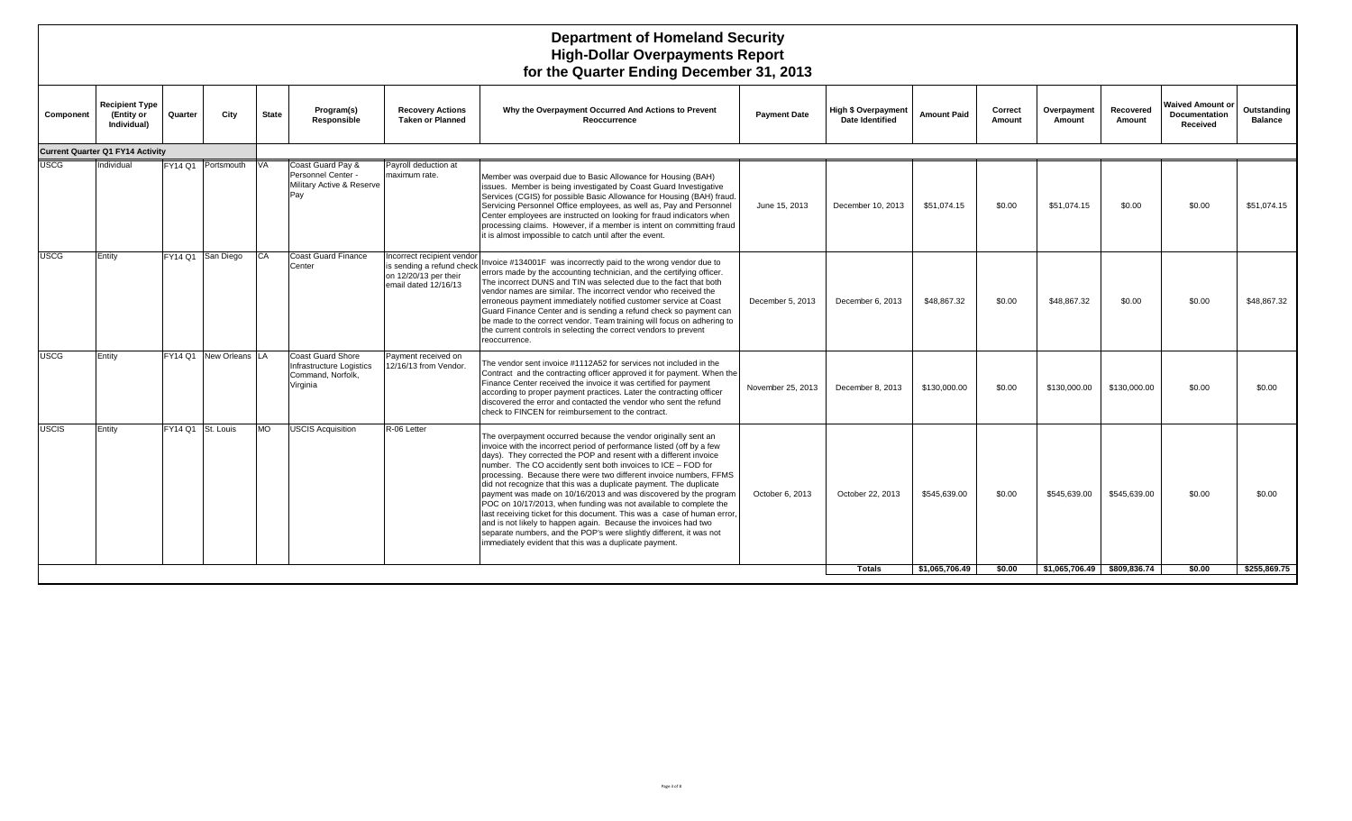# Department of Homeland Security
## High-Dollar Overpayments Report
## for the Quarter Ending December 31, 2013

| Component | Recipient Type (Entity or Individual) | Quarter | City | State | Program(s) Responsible | Recovery Actions Taken or Planned | Why the Overpayment Occurred And Actions to Prevent Reoccurrence | Payment Date | High $ Overpayment Date Identified | Amount Paid | Correct Amount | Overpayment Amount | Recovered Amount | Waived Amount or Documentation Received | Outstanding Balance |
|---|---|---|---|---|---|---|---|---|---|---|---|---|---|---|---|
| **Current Quarter Q1 FY14 Activity** | | | | | | | | | | | | | | | |
| USCG | Individual | FY14 Q1 | Portsmouth | VA | Coast Guard Pay & Personnel Center - Military Active & Reserve Pay | Payroll deduction at maximum rate. | Member was overpaid due to Basic Allowance for Housing (BAH) issues. Member is being investigated by Coast Guard Investigative Services (CGIS) for possible Basic Allowance for Housing (BAH) fraud. Servicing Personnel Office employees, as well as, Pay and Personnel Center employees are instructed on looking for fraud indicators when processing claims. However, if a member is intent on committing fraud it is almost impossible to catch until after the event. | June 15, 2013 | December 10, 2013 | $51,074.15 | $0.00 | $51,074.15 | $0.00 | $0.00 | $51,074.15 |
| USCG | Entity | FY14 Q1 | San Diego | CA | Coast Guard Finance Center | Incorrect recipient vendor is sending a refund check on 12/20/13 per their email dated 12/16/13 | Invoice #134001F was incorrectly paid to the wrong vendor due to errors made by the accounting technician, and the certifying officer. The incorrect DUNS and TIN was selected due to the fact that both vendor names are similar. The incorrect vendor who received the erroneous payment immediately notified customer service at Coast Guard Finance Center and is sending a refund check so payment can be made to the correct vendor. Team training will focus on adhering to the current controls in selecting the correct vendors to prevent reoccurrence. | December 5, 2013 | December 6, 2013 | $48,867.32 | $0.00 | $48,867.32 | $0.00 | $0.00 | $48,867.32 |
| USCG | Entity | FY14 Q1 | New Orleans | LA | Coast Guard Shore Infrastructure Logistics Command, Norfolk, Virginia | Payment received on 12/16/13 from Vendor. | The vendor sent invoice #1112A52 for services not included in the Contract and the contracting officer approved it for payment. When the Finance Center received the invoice it was certified for payment according to proper payment practices. Later the contracting officer discovered the error and contacted the vendor who sent the refund check to FINCEN for reimbursement to the contract. | November 25, 2013 | December 8, 2013 | $130,000.00 | $0.00 | $130,000.00 | $130,000.00 | $0.00 | $0.00 |
| USCIS | Entity | FY14 Q1 | St. Louis | MO | USCIS Acquisition | R-06 Letter | The overpayment occurred because the vendor originally sent an invoice with the incorrect period of performance listed (off by a few days). They corrected the POP and resent with a different invoice number. The CO accidently sent both invoices to ICE – FOD for processing. Because there were two different invoice numbers, FFMS did not recognize that this was a duplicate payment. The duplicate payment was made on 10/16/2013 and was discovered by the program POC on 10/17/2013, when funding was not available to complete the last receiving ticket for this document. This was a case of human error, and is not likely to happen again. Because the invoices had two separate numbers, and the POP's were slightly different, it was not immediately evident that this was a duplicate payment. | October 6, 2013 | October 22, 2013 | $545,639.00 | $0.00 | $545,639.00 | $545,639.00 | $0.00 | $0.00 |
| | | | | | | | | | **Totals** | **$1,065,706.49** | **$0.00** | **$1,065,706.49** | **$809,836.74** | **$0.00** | **$255,869.75** |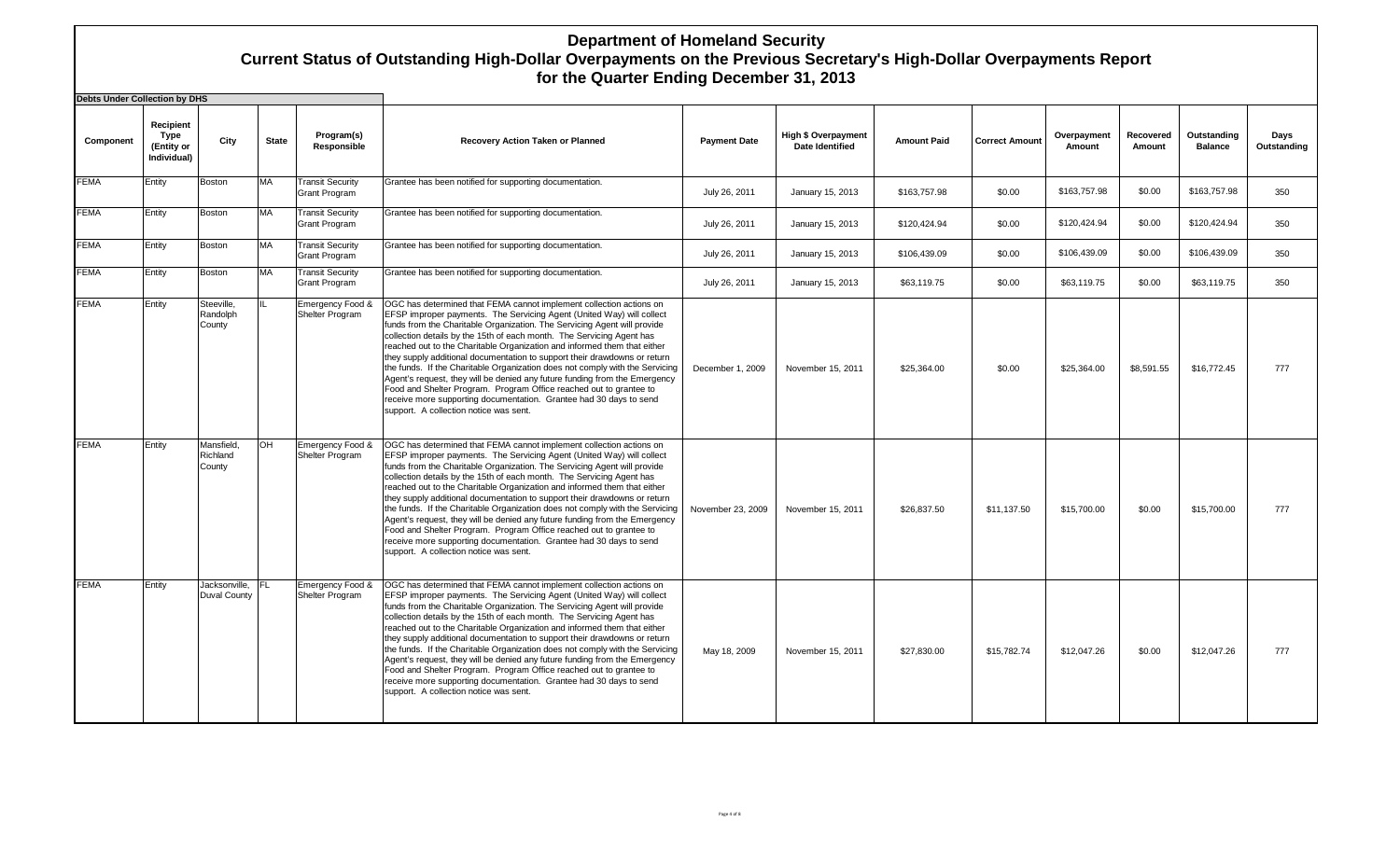# Department of Homeland Security

## Current Status of Outstanding High-Dollar Overpayments on the Previous Secretary's High-Dollar Overpayments Report for the Quarter Ending December 31, 2013

**Debts Under Collection by DHS**

| Component | Recipient Type (Entity or Individual) | City | State | Program(s) Responsible | Recovery Action Taken or Planned | Payment Date | High $ Overpayment Date Identified | Amount Paid | Correct Amount | Overpayment Amount | Recovered Amount | Outstanding Balance | Days Outstanding |
|---|---|---|---|---|---|---|---|---|---|---|---|---|---|
| FEMA | Entity | Boston | MA | Transit Security Grant Program | Grantee has been notified for supporting documentation. | July 26, 2011 | January 15, 2013 | $163,757.98 | $0.00 | $163,757.98 | $0.00 | $163,757.98 | 350 |
| FEMA | Entity | Boston | MA | Transit Security Grant Program | Grantee has been notified for supporting documentation. | July 26, 2011 | January 15, 2013 | $120,424.94 | $0.00 | $120,424.94 | $0.00 | $120,424.94 | 350 |
| FEMA | Entity | Boston | MA | Transit Security Grant Program | Grantee has been notified for supporting documentation. | July 26, 2011 | January 15, 2013 | $106,439.09 | $0.00 | $106,439.09 | $0.00 | $106,439.09 | 350 |
| FEMA | Entity | Boston | MA | Transit Security Grant Program | Grantee has been notified for supporting documentation. | July 26, 2011 | January 15, 2013 | $63,119.75 | $0.00 | $63,119.75 | $0.00 | $63,119.75 | 350 |
| FEMA | Entity | Steeville, Randolph County | IL | Emergency Food & Shelter Program | OGC has determined that FEMA cannot implement collection actions on EFSP improper payments. The Servicing Agent (United Way) will collect funds from the Charitable Organization. The Servicing Agent will provide collection details by the 15th of each month. The Servicing Agent has reached out to the Charitable Organization and informed them that either they supply additional documentation to support their drawdowns or return the funds. If the Charitable Organization does not comply with the Servicing Agent's request, they will be denied any future funding from the Emergency Food and Shelter Program. Program Office reached out to grantee to receive more supporting documentation. Grantee had 30 days to send support. A collection notice was sent. | December 1, 2009 | November 15, 2011 | $25,364.00 | $0.00 | $25,364.00 | $8,591.55 | $16,772.45 | 777 |
| FEMA | Entity | Mansfield, Richland County | OH | Emergency Food & Shelter Program | OGC has determined that FEMA cannot implement collection actions on EFSP improper payments. The Servicing Agent (United Way) will collect funds from the Charitable Organization. The Servicing Agent will provide collection details by the 15th of each month. The Servicing Agent has reached out to the Charitable Organization and informed them that either they supply additional documentation to support their drawdowns or return the funds. If the Charitable Organization does not comply with the Servicing Agent's request, they will be denied any future funding from the Emergency Food and Shelter Program. Program Office reached out to grantee to receive more supporting documentation. Grantee had 30 days to send support. A collection notice was sent. | November 23, 2009 | November 15, 2011 | $26,837.50 | $11,137.50 | $15,700.00 | $0.00 | $15,700.00 | 777 |
| FEMA | Entity | Jacksonville, Duval County | FL | Emergency Food & Shelter Program | OGC has determined that FEMA cannot implement collection actions on EFSP improper payments. The Servicing Agent (United Way) will collect funds from the Charitable Organization. The Servicing Agent will provide collection details by the 15th of each month. The Servicing Agent has reached out to the Charitable Organization and informed them that either they supply additional documentation to support their drawdowns or return the funds. If the Charitable Organization does not comply with the Servicing Agent's request, they will be denied any future funding from the Emergency Food and Shelter Program. Program Office reached out to grantee to receive more supporting documentation. Grantee had 30 days to send support. A collection notice was sent. | May 18, 2009 | November 15, 2011 | $27,830.00 | $15,782.74 | $12,047.26 | $0.00 | $12,047.26 | 777 |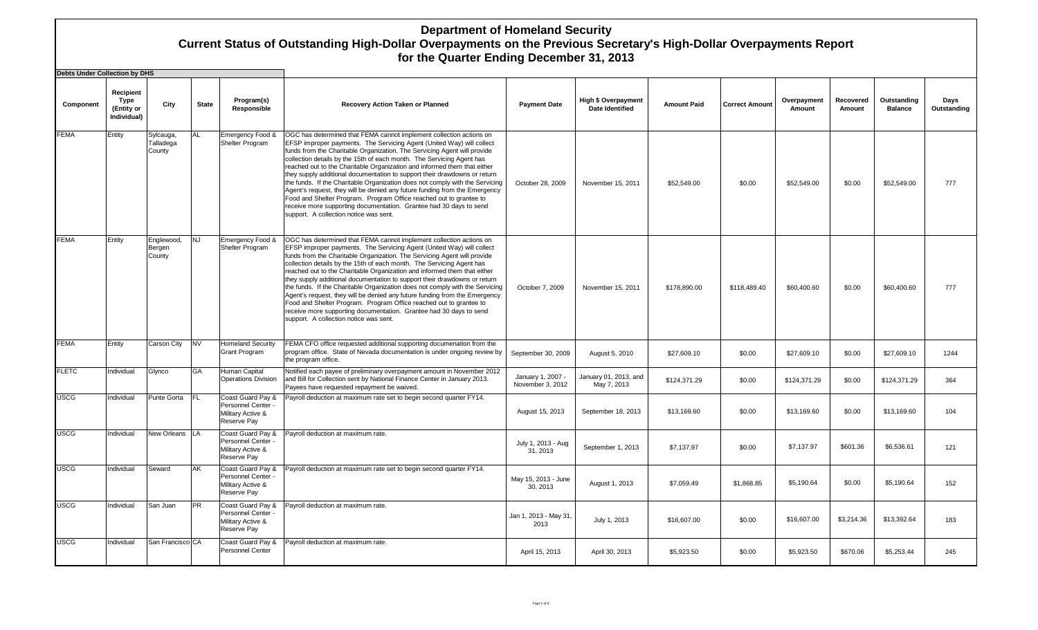# Department of Homeland Security
## Current Status of Outstanding High-Dollar Overpayments on the Previous Secretary's High-Dollar Overpayments Report for the Quarter Ending December 31, 2013

**Debts Under Collection by DHS**

| Component | Recipient Type (Entity or Individual) | City | State | Program(s) Responsible | Recovery Action Taken or Planned | Payment Date | High $ Overpayment Date Identified | Amount Paid | Correct Amount | Overpayment Amount | Recovered Amount | Outstanding Balance | Days Outstanding |
|---|---|---|---|---|---|---|---|---|---|---|---|---|---|
| FEMA | Entity | Sylcauga, Talladega County | AL | Emergency Food & Shelter Program | OGC has determined that FEMA cannot implement collection actions on EFSP improper payments. The Servicing Agent (United Way) will collect funds from the Charitable Organization. The Servicing Agent will provide collection details by the 15th of each month. The Servicing Agent has reached out to the Charitable Organization and informed them that either they supply additional documentation to support their drawdowns or return the funds. If the Charitable Organization does not comply with the Servicing Agent's request, they will be denied any future funding from the Emergency Food and Shelter Program. Program Office reached out to grantee to receive more supporting documentation. Grantee had 30 days to send support. A collection notice was sent. | October 28, 2009 | November 15, 2011 | $52,549.00 | $0.00 | $52,549.00 | $0.00 | $52,549.00 | 777 |
| FEMA | Entity | Englewood, Bergen County | NJ | Emergency Food & Shelter Program | OGC has determined that FEMA cannot implement collection actions on EFSP improper payments. The Servicing Agent (United Way) will collect funds from the Charitable Organization. The Servicing Agent will provide collection details by the 15th of each month. The Servicing Agent has reached out to the Charitable Organization and informed them that either they supply additional documentation to support their drawdowns or return the funds. If the Charitable Organization does not comply with the Servicing Agent's request, they will be denied any future funding from the Emergency Food and Shelter Program. Program Office reached out to grantee to receive more supporting documentation. Grantee had 30 days to send support. A collection notice was sent. | October 7, 2009 | November 15, 2011 | $178,890.00 | $118,489.40 | $60,400.60 | $0.00 | $60,400.60 | 777 |
| FEMA | Entity | Carson City | NV | Homeland Security Grant Program | FEMA CFO office requested additional supporting documenation from the program office. State of Nevada documentation is under ongoing review by the program office. | September 30, 2009 | August 5, 2010 | $27,609.10 | $0.00 | $27,609.10 | $0.00 | $27,609.10 | 1244 |
| FLETC | Individual | Glynco | GA | Human Capital Operations Division | Notified each payee of preliminary overpayment amount in November 2012 and Bill for Collection sent by National Finance Center in January 2013. Payees have requested repayment be waived. | January 1, 2007 - November 3, 2012 | January 01, 2013, and May 7, 2013 | $124,371.29 | $0.00 | $124,371.29 | $0.00 | $124,371.29 | 364 |
| USCG | Individual | Punte Gorta | FL | Coast Guard Pay & Personnel Center - Military Active & Reserve Pay | Payroll deduction at maximum rate set to begin second quarter FY14. | August 15, 2013 | September 18, 2013 | $13,169.60 | $0.00 | $13,169.60 | $0.00 | $13,169.60 | 104 |
| USCG | Individual | New Orleans | LA | Coast Guard Pay & Personnel Center - Military Active & Reserve Pay | Payroll deduction at maximum rate. | July 1, 2013 - Aug 31, 2013 | September 1, 2013 | $7,137.97 | $0.00 | $7,137.97 | $601.36 | $6,536.61 | 121 |
| USCG | Individual | Seward | AK | Coast Guard Pay & Personnel Center - Military Active & Reserve Pay | Payroll deduction at maximum rate set to begin second quarter FY14. | May 15, 2013 - June 30, 2013 | August 1, 2013 | $7,059.49 | $1,868.85 | $5,190.64 | $0.00 | $5,190.64 | 152 |
| USCG | Individual | San Juan | PR | Coast Guard Pay & Personnel Center - Military Active & Reserve Pay | Payroll deduction at maximum rate. | Jan 1, 2013 - May 31, 2013 | July 1, 2013 | $16,607.00 | $0.00 | $16,607.00 | $3,214.36 | $13,392.64 | 183 |
| USCG | Individual | San Francisco | CA | Coast Guard Pay & Personnel Center | Payroll deduction at maximum rate. | April 15, 2013 | April 30, 2013 | $5,923.50 | $0.00 | $5,923.50 | $670.06 | $5,253.44 | 245 |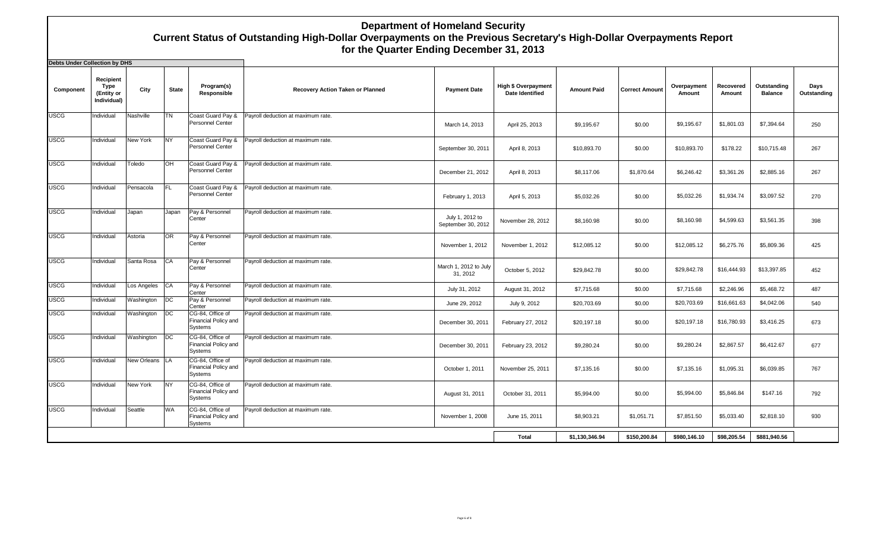# Department of Homeland Security

## Current Status of Outstanding High-Dollar Overpayments on the Previous Secretary's High-Dollar Overpayments Report for the Quarter Ending December 31, 2013

**Debts Under Collection by DHS**

| Component | Recipient Type (Entity or Individual) | City | State | Program(s) Responsible | Recovery Action Taken or Planned | Payment Date | High $ Overpayment Date Identified | Amount Paid | Correct Amount | Overpayment Amount | Recovered Amount | Outstanding Balance | Days Outstanding |
|---|---|---|---|---|---|---|---|---|---|---|---|---|---|
| USCG | Individual | Nashville | TN | Coast Guard Pay & Personnel Center | Payroll deduction at maximum rate. | March 14, 2013 | April 25, 2013 | $9,195.67 | $0.00 | $9,195.67 | $1,801.03 | $7,394.64 | 250 |
| USCG | Individual | New York | NY | Coast Guard Pay & Personnel Center | Payroll deduction at maximum rate. | September 30, 2011 | April 8, 2013 | $10,893.70 | $0.00 | $10,893.70 | $178.22 | $10,715.48 | 267 |
| USCG | Individual | Toledo | OH | Coast Guard Pay & Personnel Center | Payroll deduction at maximum rate. | December 21, 2012 | April 8, 2013 | $8,117.06 | $1,870.64 | $6,246.42 | $3,361.26 | $2,885.16 | 267 |
| USCG | Individual | Pensacola | FL | Coast Guard Pay & Personnel Center | Payroll deduction at maximum rate. | February 1, 2013 | April 5, 2013 | $5,032.26 | $0.00 | $5,032.26 | $1,934.74 | $3,097.52 | 270 |
| USCG | Individual | Japan | Japan | Pay & Personnel Center | Payroll deduction at maximum rate. | July 1, 2012 to September 30, 2012 | November 28, 2012 | $8,160.98 | $0.00 | $8,160.98 | $4,599.63 | $3,561.35 | 398 |
| USCG | Individual | Astoria | OR | Pay & Personnel Center | Payroll deduction at maximum rate. | November 1, 2012 | November 1, 2012 | $12,085.12 | $0.00 | $12,085.12 | $6,275.76 | $5,809.36 | 425 |
| USCG | Individual | Santa Rosa | CA | Pay & Personnel Center | Payroll deduction at maximum rate. | March 1, 2012 to July 31, 2012 | October 5, 2012 | $29,842.78 | $0.00 | $29,842.78 | $16,444.93 | $13,397.85 | 452 |
| USCG | Individual | Los Angeles | CA | Pay & Personnel Center | Payroll deduction at maximum rate. | July 31, 2012 | August 31, 2012 | $7,715.68 | $0.00 | $7,715.68 | $2,246.96 | $5,468.72 | 487 |
| USCG | Individual | Washington | DC | Pay & Personnel Center | Payroll deduction at maximum rate. | June 29, 2012 | July 9, 2012 | $20,703.69 | $0.00 | $20,703.69 | $16,661.63 | $4,042.06 | 540 |
| USCG | Individual | Washington | DC | CG-84, Office of Financial Policy and Systems | Payroll deduction at maximum rate. | December 30, 2011 | February 27, 2012 | $20,197.18 | $0.00 | $20,197.18 | $16,780.93 | $3,416.25 | 673 |
| USCG | Individual | Washington | DC | CG-84, Office of Financial Policy and Systems | Payroll deduction at maximum rate. | December 30, 2011 | February 23, 2012 | $9,280.24 | $0.00 | $9,280.24 | $2,867.57 | $6,412.67 | 677 |
| USCG | Individual | New Orleans | LA | CG-84, Office of Financial Policy and Systems | Payroll deduction at maximum rate. | October 1, 2011 | November 25, 2011 | $7,135.16 | $0.00 | $7,135.16 | $1,095.31 | $6,039.85 | 767 |
| USCG | Individual | New York | NY | CG-84, Office of Financial Policy and Systems | Payroll deduction at maximum rate. | August 31, 2011 | October 31, 2011 | $5,994.00 | $0.00 | $5,994.00 | $5,846.84 | $147.16 | 792 |
| USCG | Individual | Seattle | WA | CG-84, Office of Financial Policy and Systems | Payroll deduction at maximum rate. | November 1, 2008 | June 15, 2011 | $8,903.21 | $1,051.71 | $7,851.50 | $5,033.40 | $2,818.10 | 930 |
| | | | | | | | **Total** | **$1,130,346.94** | **$150,200.84** | **$980,146.10** | **$98,205.54** | **$881,940.56** | |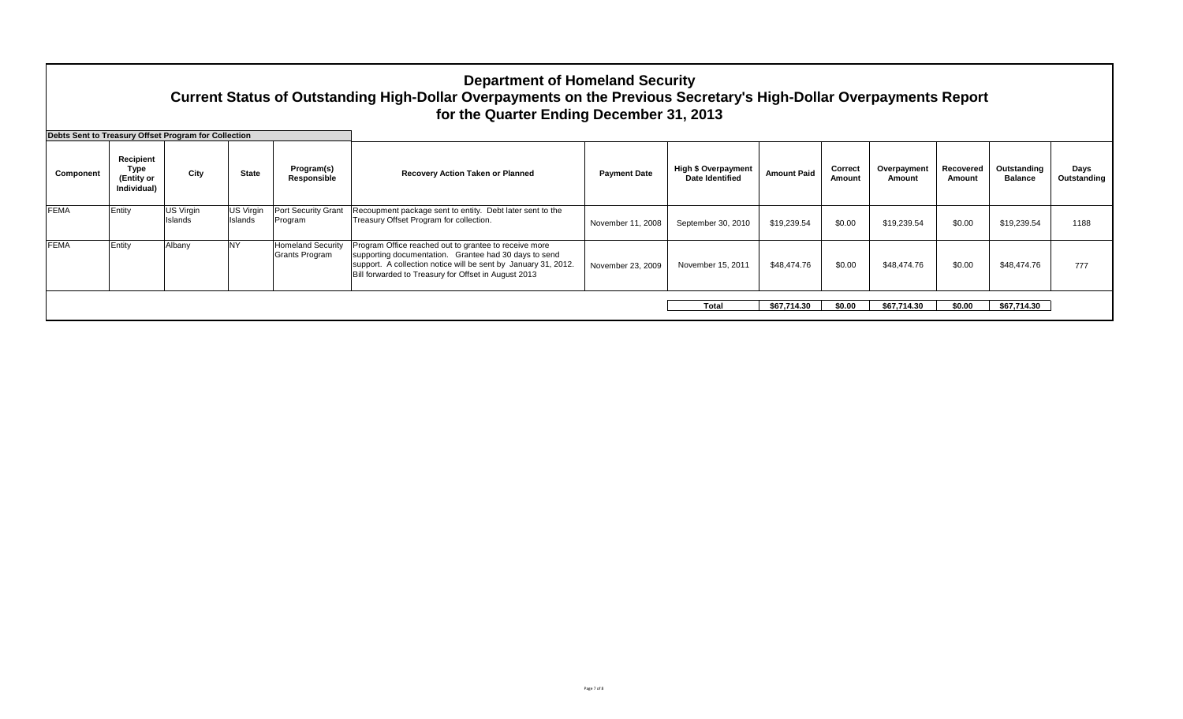# Department of Homeland Security

## Current Status of Outstanding High-Dollar Overpayments on the Previous Secretary's High-Dollar Overpayments Report for the Quarter Ending December 31, 2013

**Debts Sent to Treasury Offset Program for Collection**

| Component | Recipient Type (Entity or Individual) | City | State | Program(s) Responsible | Recovery Action Taken or Planned | Payment Date | High $ Overpayment Date Identified | Amount Paid | Correct Amount | Overpayment Amount | Recovered Amount | Outstanding Balance | Days Outstanding |
|---|---|---|---|---|---|---|---|---|---|---|---|---|---|
| FEMA | Entity | US Virgin Islands | US Virgin Islands | Port Security Grant Program | Recoupment package sent to entity. Debt later sent to the Treasury Offset Program for collection. | November 11, 2008 | September 30, 2010 | $19,239.54 | $0.00 | $19,239.54 | $0.00 | $19,239.54 | 1188 |
| FEMA | Entity | Albany | NY | Homeland Security Grants Program | Program Office reached out to grantee to receive more supporting documentation. Grantee had 30 days to send support. A collection notice will be sent by January 31, 2012. Bill forwarded to Treasury for Offset in August 2013 | November 23, 2009 | November 15, 2011 | $48,474.76 | $0.00 | $48,474.76 | $0.00 | $48,474.76 | 777 |
| | | | | | | | **Total** | **$67,714.30** | **$0.00** | **$67,714.30** | **$0.00** | **$67,714.30** | |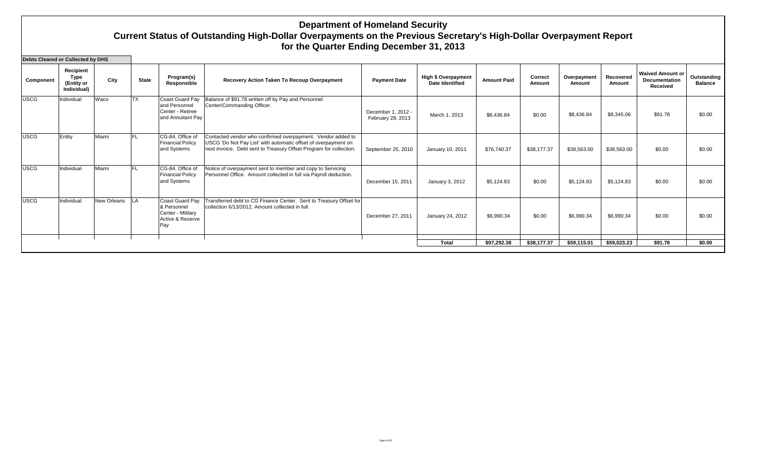# Department of Homeland Security
## Current Status of Outstanding High-Dollar Overpayments on the Previous Secretary's High-Dollar Overpayment Report
## for the Quarter Ending December 31, 2013

**Debts Cleared or Collected by DHS**

| Component | Recipient Type (Entity or Individual) | City | State | Program(s) Responsible | Recovery Action Taken To Recoup Overpayment | Payment Date | High $ Overpayment Date Identified | Amount Paid | Correct Amount | Overpayment Amount | Recovered Amount | Waived Amount or Documentation Received | Outstanding Balance |
|---|---|---|---|---|---|---|---|---|---|---|---|---|---|
| USCG | Individual | Waco | TX | Coast Guard Pay and Personnel Center - Retiree and Annuitant Pay | Balance of $91.78 written off by Pay and Personnel Center/Commanding Officer. | December 1, 2012 - February 28, 2013 | March 1, 2013 | $8,436.84 | $0.00 | $8,436.84 | $8,345.06 | $91.78 | $0.00 |
| USCG | Entity | Miami | FL | CG-84, Office of Financial Policy and Systems | Contacted vendor who confirmed overpayment. Vendor added to USCG 'Do Not Pay List' with automatic offset of overpayment on next invoice. Debt sent to Treasury Offset Program for collection. | September 25, 2010 | January 10, 2011 | $76,740.37 | $38,177.37 | $38,563.00 | $38,563.00 | $0.00 | $0.00 |
| USCG | Individual | Miami | FL | CG-84, Office of Financial Policy and Systems | Notice of overpayment sent to member and copy to Servicing Personnel Office. Amount collected in full via Payroll deduction. | December 15, 2011 | January 3, 2012 | $5,124.83 | $0.00 | $5,124.83 | $5,124.83 | $0.00 | $0.00 |
| USCG | Individual | New Orleans | LA | Coast Guard Pay & Personnel Center - Military Active & Reserve Pay | Transferred debt to CG Finance Center. Sent to Treasury Offset for collection 6/13/2012. Amount collected in full. | December 27, 2011 | January 24, 2012 | $6,990.34 | $0.00 | $6,990.34 | $6,990.34 | $0.00 | $0.00 |
| | | | | | | | **Total** | **$97,292.38** | **$38,177.37** | **$59,115.01** | **$59,023.23** | **$91.78** | **$0.00** |